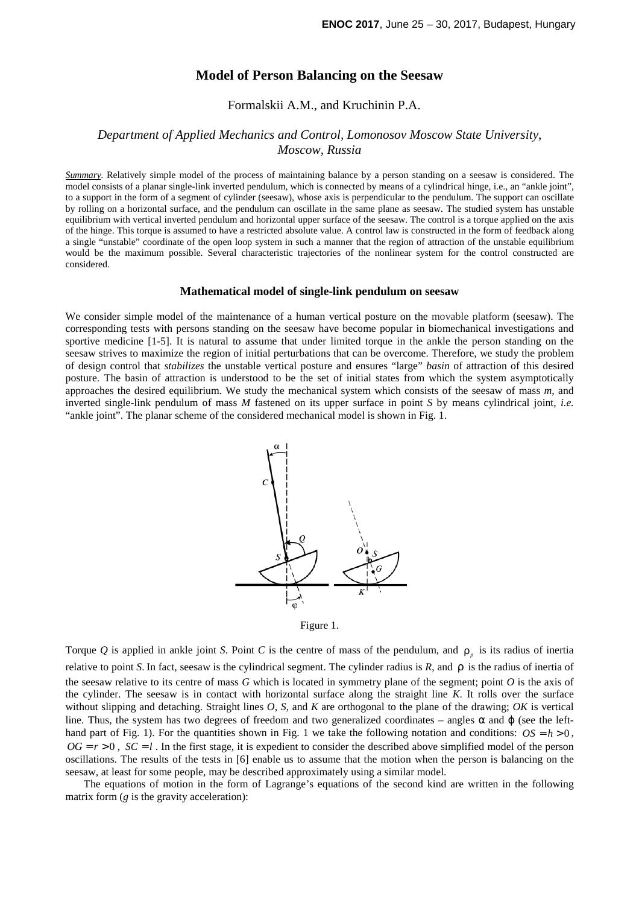# Model of Person Balancing on the Seesaw

Formalskii A.M., and Kruchinin P.A.

*Department of Applied Mechanics and Control, Lomonosov Moscow State University, Moscow, Russia*

***Summary***. Relatively simple model of the process of maintaining balance by a person standing on a seesaw is considered. The model consists of a planar single-link inverted pendulum, which is connected by means of a cylindrical hinge, i.e., an "ankle joint", to a support in the form of a segment of cylinder (seesaw), whose axis is perpendicular to the pendulum. The support can oscillate by rolling on a horizontal surface, and the pendulum can oscillate in the same plane as seesaw. The studied system has unstable equilibrium with vertical inverted pendulum and horizontal upper surface of the seesaw. The control is a torque applied on the axis of the hinge. This torque is assumed to have a restricted absolute value. A control law is constructed in the form of feedback along a single "unstable" coordinate of the open loop system in such a manner that the region of attraction of the unstable equilibrium would be the maximum possible. Several characteristic trajectories of the nonlinear system for the control constructed are considered.

## Mathematical model of single-link pendulum on seesaw

We consider simple model of the maintenance of a human vertical posture on the movable platform (seesaw). The corresponding tests with persons standing on the seesaw have become popular in biomechanical investigations and sportive medicine [1-5]. It is natural to assume that under limited torque in the ankle the person standing on the seesaw strives to maximize the region of initial perturbations that can be overcome. Therefore, we study the problem of design control that *stabilizes* the unstable vertical posture and ensures "large" *basin* of attraction of this desired posture. The basin of attraction is understood to be the set of initial states from which the system asymptotically approaches the desired equilibrium. We study the mechanical system which consists of the seesaw of mass $m$, and inverted single-link pendulum of mass $M$ fastened on its upper surface in point $S$ by means cylindrical joint, *i.e.* "ankle joint". The planar scheme of the considered mechanical model is shown in Fig. 1.

Figure 1.

Torque $Q$ is applied in ankle joint $S$. Point $C$ is the centre of mass of the pendulum, and $\rho_p$ is its radius of inertia relative to point $S$. In fact, seesaw is the cylindrical segment. The cylinder radius is $R$, and $\rho$ is the radius of inertia of the seesaw relative to its centre of mass $G$ which is located in symmetry plane of the segment; point $O$ is the axis of the cylinder. The seesaw is in contact with horizontal surface along the straight line $K$. It rolls over the surface without slipping and detaching. Straight lines $O$, $S$, and $K$ are orthogonal to the plane of the drawing; $OK$ is vertical line. Thus, the system has two degrees of freedom and two generalized coordinates – angles $\alpha$ and $\varphi$ (see the left-hand part of Fig. 1). For the quantities shown in Fig. 1 we take the following notation and conditions: $OS = h > 0$, $OG = r > 0$, $SC = l$. In the first stage, it is expedient to consider the described above simplified model of the person oscillations. The results of the tests in [6] enable us to assume that the motion when the person is balancing on the seesaw, at least for some people, may be described approximately using a similar model.

The equations of motion in the form of Lagrange's equations of the second kind are written in the following matrix form ($g$ is the gravity acceleration):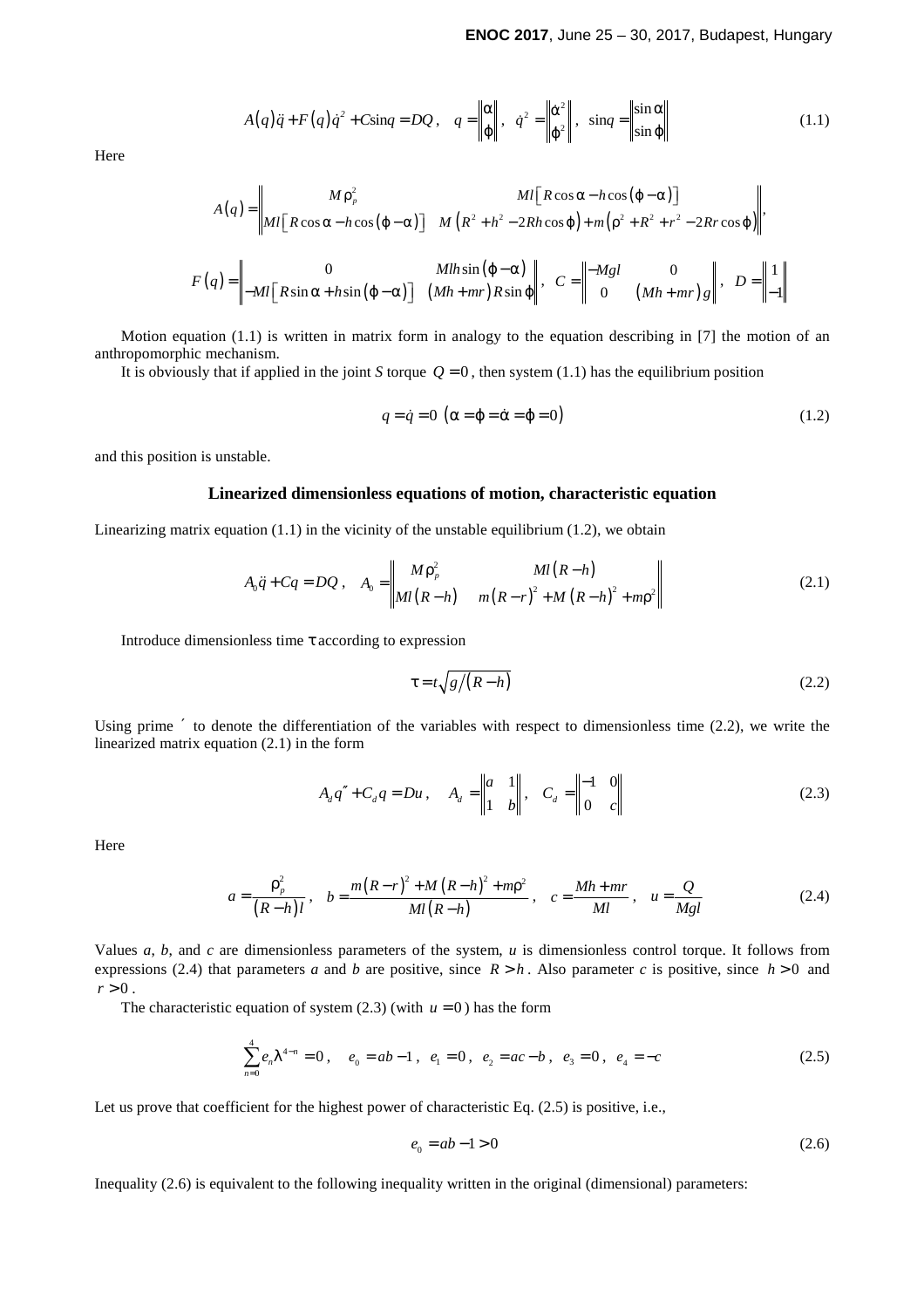$$A(q)\ddot{q} + F(q)\dot{q}^2 + C\sin q = DQ, \quad q = \begin{Vmatrix} \alpha \\ \varphi \end{Vmatrix}, \quad \dot{q}^2 = \begin{Vmatrix} \dot{\alpha}^2 \\ \dot{\varphi}^2 \end{Vmatrix}, \quad \sin q = \begin{Vmatrix} \sin\alpha \\ \sin\varphi \end{Vmatrix} \tag{1.1}$$

Here

$$A(q) = \begin{Vmatrix} M\rho_p^2 & Ml\left[R\cos\alpha - h\cos(\varphi-\alpha)\right] \\ Ml\left[R\cos\alpha - h\cos(\varphi-\alpha)\right] & M\left(R^2 + h^2 - 2Rh\cos\varphi\right) + m\left(\rho^2 + R^2 + r^2 - 2Rr\cos\varphi\right) \end{Vmatrix},$$

$$F(q) = \begin{Vmatrix} 0 & Mlh\sin(\varphi-\alpha) \\ -Ml\left[R\sin\alpha + h\sin(\varphi-\alpha)\right] & (Mh+mr)R\sin\varphi \end{Vmatrix}, \quad C = \begin{Vmatrix} -Mgl & 0 \\ 0 & (Mh+mr)g \end{Vmatrix}, \quad D = \begin{Vmatrix} 1 \\ -1 \end{Vmatrix}$$

Motion equation (1.1) is written in matrix form in analogy to the equation describing in [7] the motion of an anthropomorphic mechanism.

It is obviously that if applied in the joint *S* torque $Q = 0$, then system (1.1) has the equilibrium position

$$q = \dot{q} = 0 \;\left(\alpha = \varphi = \dot{\alpha} = \varphi = 0\right) \tag{1.2}$$

and this position is unstable.

## Linearized dimensionless equations of motion, characteristic equation

Linearizing matrix equation (1.1) in the vicinity of the unstable equilibrium (1.2), we obtain

$$A_0\ddot{q} + Cq = DQ, \quad A_0 = \begin{Vmatrix} M\rho_p^2 & Ml(R-h) \\ Ml(R-h) & m(R-r)^2 + M(R-h)^2 + m\rho^2 \end{Vmatrix} \tag{2.1}$$

Introduce dimensionless time $\tau$ according to expression

$$\tau = t\sqrt{g/(R-h)} \tag{2.2}$$

Using prime $'$ to denote the differentiation of the variables with respect to dimensionless time (2.2), we write the linearized matrix equation (2.1) in the form

$$A_d q'' + C_d q = Du, \quad A_d = \begin{Vmatrix} a & 1 \\ 1 & b \end{Vmatrix}, \quad C_d = \begin{Vmatrix} -1 & 0 \\ 0 & c \end{Vmatrix} \tag{2.3}$$

Here

$$a = \frac{\rho_p^2}{(R-h)l}, \quad b = \frac{m(R-r)^2 + M(R-h)^2 + m\rho^2}{Ml(R-h)}, \quad c = \frac{Mh+mr}{Ml}, \quad u = \frac{Q}{Mgl} \tag{2.4}$$

Values *a*, *b*, and *c* are dimensionless parameters of the system, *u* is dimensionless control torque. It follows from expressions (2.4) that parameters *a* and *b* are positive, since $R > h$. Also parameter *c* is positive, since $h > 0$ and $r > 0$.

The characteristic equation of system (2.3) (with $u = 0$) has the form

$$\sum_{n=0}^{4} e_n \lambda^{4-n} = 0, \quad e_0 = ab - 1, \quad e_1 = 0, \quad e_2 = ac - b, \quad e_3 = 0, \quad e_4 = -c \tag{2.5}$$

Let us prove that coefficient for the highest power of characteristic Eq. (2.5) is positive, i.e.,

$$e_0 = ab - 1 > 0 \tag{2.6}$$

Inequality (2.6) is equivalent to the following inequality written in the original (dimensional) parameters: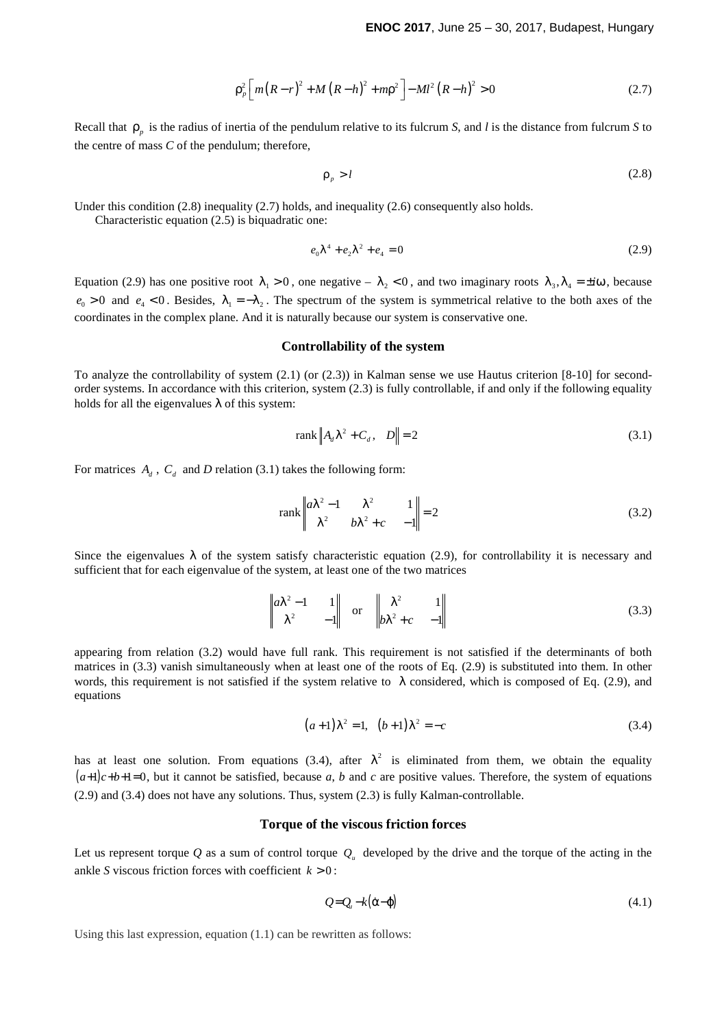$$\rho_p^2\left[m\left(R-r\right)^2+M\left(R-h\right)^2+m\rho^2\right]-Ml^2\left(R-h\right)^2>0 \tag{2.7}$$

Recall that $\rho_p$ is the radius of inertia of the pendulum relative to its fulcrum *S*, and *l* is the distance from fulcrum *S* to the centre of mass *C* of the pendulum; therefore,

$$\rho_p > l \tag{2.8}$$

Under this condition (2.8) inequality (2.7) holds, and inequality (2.6) consequently also holds.

Characteristic equation (2.5) is biquadratic one:

$$e_0\lambda^4+e_2\lambda^2+e_4=0 \tag{2.9}$$

Equation (2.9) has one positive root $\lambda_1>0$, one negative – $\lambda_2<0$, and two imaginary roots $\lambda_3,\lambda_4=\pm i\omega$, because $e_0>0$ and $e_4<0$. Besides, $\lambda_1=-\lambda_2$. The spectrum of the system is symmetrical relative to the both axes of the coordinates in the complex plane. And it is naturally because our system is conservative one.

## Controllability of the system

To analyze the controllability of system (2.1) (or (2.3)) in Kalman sense we use Hautus criterion [8-10] for second-order systems. In accordance with this criterion, system (2.3) is fully controllable, if and only if the following equality holds for all the eigenvalues $\lambda$ of this system:

$$\operatorname{rank}\left\|A_d\lambda^2+C_d,\quad D\right\|=2 \tag{3.1}$$

For matrices $A_d$, $C_d$ and *D* relation (3.1) takes the following form:

$$\operatorname{rank}\begin{Vmatrix}a\lambda^2-1 & \lambda^2 & 1\\ \lambda^2 & b\lambda^2+c & -1\end{Vmatrix}=2 \tag{3.2}$$

Since the eigenvalues $\lambda$ of the system satisfy characteristic equation (2.9), for controllability it is necessary and sufficient that for each eigenvalue of the system, at least one of the two matrices

$$\begin{Vmatrix}a\lambda^2-1 & 1\\ \lambda^2 & -1\end{Vmatrix}\quad\text{or}\quad\begin{Vmatrix}\lambda^2 & 1\\ b\lambda^2+c & -1\end{Vmatrix} \tag{3.3}$$

appearing from relation (3.2) would have full rank. This requirement is not satisfied if the determinants of both matrices in (3.3) vanish simultaneously when at least one of the roots of Eq. (2.9) is substituted into them. In other words, this requirement is not satisfied if the system relative to $\lambda$ considered, which is composed of Eq. (2.9), and equations

$$\left(a+1\right)\lambda^2=1,\quad\left(b+1\right)\lambda^2=-c \tag{3.4}$$

has at least one solution. From equations (3.4), after $\lambda^2$ is eliminated from them, we obtain the equality $(a+1)c+b+1=0$, but it cannot be satisfied, because *a*, *b* and *c* are positive values. Therefore, the system of equations (2.9) and (3.4) does not have any solutions. Thus, system (2.3) is fully Kalman-controllable.

## Torque of the viscous friction forces

Let us represent torque *Q* as a sum of control torque $Q_u$ developed by the drive and the torque of the acting in the ankle *S* viscous friction forces with coefficient $k>0$:

$$Q=Q_u-k\left(\dot{\alpha}-\dot{\varphi}\right) \tag{4.1}$$

Using this last expression, equation (1.1) can be rewritten as follows: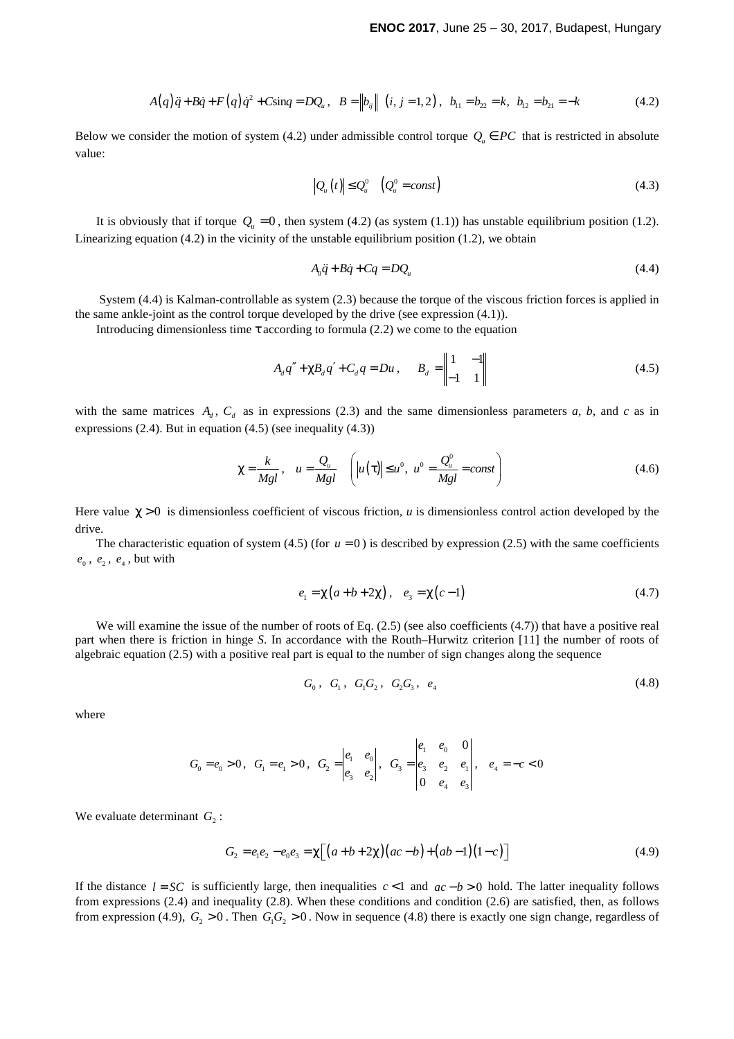$$A(q)\ddot{q} + B\dot{q} + F(q)\dot{q}^2 + C\sin q = DQ_u, \quad B = \|b_{ij}\| \quad (i, j = 1, 2), \quad b_{11} = b_{22} = k, \quad b_{12} = b_{21} = -k \tag{4.2}$$

Below we consider the motion of system (4.2) under admissible control torque $Q_u \in PC$ that is restricted in absolute value:

$$|Q_u(t)| \le Q_u^0 \quad (Q_u^0 = const) \tag{4.3}$$

It is obviously that if torque $Q_u = 0$, then system (4.2) (as system (1.1)) has unstable equilibrium position (1.2). Linearizing equation (4.2) in the vicinity of the unstable equilibrium position (1.2), we obtain

$$A_0\ddot{q} + B\dot{q} + Cq = DQ_u \tag{4.4}$$

System (4.4) is Kalman-controllable as system (2.3) because the torque of the viscous friction forces is applied in the same ankle-joint as the control torque developed by the drive (see expression (4.1)).

Introducing dimensionless time $\tau$ according to formula (2.2) we come to the equation

$$A_d q'' + \chi B_d q' + C_d q = Du, \qquad B_d = \begin{Vmatrix} 1 & -1 \\ -1 & 1 \end{Vmatrix} \tag{4.5}$$

with the same matrices $A_d$, $C_d$ as in expressions (2.3) and the same dimensionless parameters $a$, $b$, and $c$ as in expressions (2.4). But in equation (4.5) (see inequality (4.3))

$$\chi = \frac{k}{Mgl}, \quad u = \frac{Q_u}{Mgl} \quad \left(|u(\tau)| \le u^0, \; u^0 = \frac{Q_u^0}{Mgl} = const\right) \tag{4.6}$$

Here value $\chi > 0$ is dimensionless coefficient of viscous friction, $u$ is dimensionless control action developed by the drive.

The characteristic equation of system (4.5) (for $u = 0$) is described by expression (2.5) with the same coefficients $e_0$, $e_2$, $e_4$, but with

$$e_1 = \chi(a + b + 2\chi), \quad e_3 = \chi(c - 1) \tag{4.7}$$

We will examine the issue of the number of roots of Eq. (2.5) (see also coefficients (4.7)) that have a positive real part when there is friction in hinge $S$. In accordance with the Routh–Hurwitz criterion [11] the number of roots of algebraic equation (2.5) with a positive real part is equal to the number of sign changes along the sequence

$$G_0, \; G_1, \; G_1G_2, \; G_2G_3, \; e_4 \tag{4.8}$$

where

$$G_0 = e_0 > 0, \; G_1 = e_1 > 0, \; G_2 = \begin{vmatrix} e_1 & e_0 \\ e_3 & e_2 \end{vmatrix}, \; G_3 = \begin{vmatrix} e_1 & e_0 & 0 \\ e_3 & e_2 & e_1 \\ 0 & e_4 & e_3 \end{vmatrix}, \quad e_4 = -c < 0$$

We evaluate determinant $G_2$:

$$G_2 = e_1e_2 - e_0e_3 = \chi\left[(a + b + 2\chi)(ac - b) + (ab - 1)(1 - c)\right] \tag{4.9}$$

If the distance $l = SC$ is sufficiently large, then inequalities $c < 1$ and $ac - b > 0$ hold. The latter inequality follows from expressions (2.4) and inequality (2.8). When these conditions and condition (2.6) are satisfied, then, as follows from expression (4.9), $G_2 > 0$. Then $G_1G_2 > 0$. Now in sequence (4.8) there is exactly one sign change, regardless of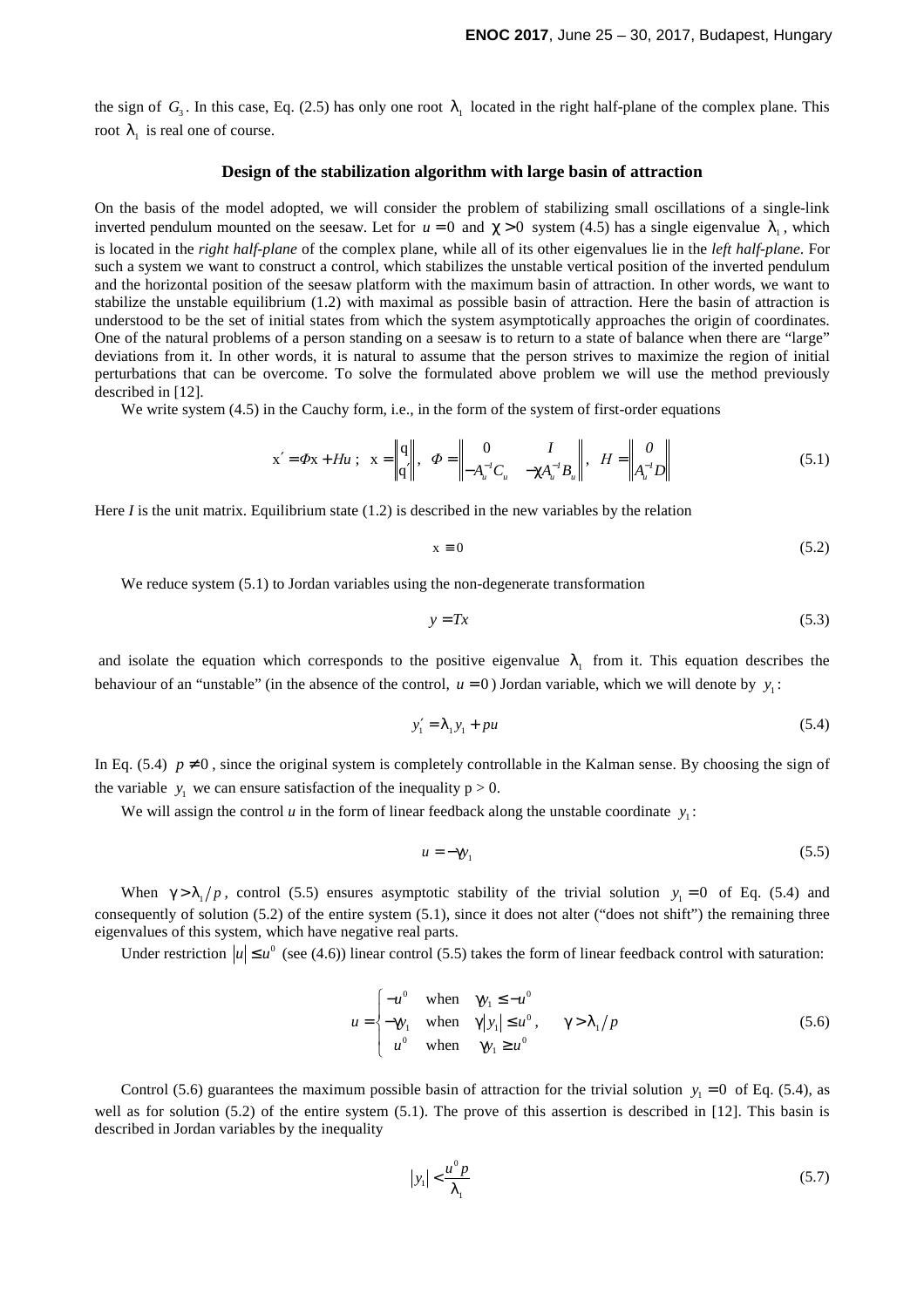the sign of $G_3$. In this case, Eq. (2.5) has only one root $\lambda_1$ located in the right half-plane of the complex plane. This root $\lambda_1$ is real one of course.

### Design of the stabilization algorithm with large basin of attraction

On the basis of the model adopted, we will consider the problem of stabilizing small oscillations of a single-link inverted pendulum mounted on the seesaw. Let for $u = 0$ and $\chi > 0$ system (4.5) has a single eigenvalue $\lambda_1$, which is located in the *right half-plane* of the complex plane, while all of its other eigenvalues lie in the *left half-plane*. For such a system we want to construct a control, which stabilizes the unstable vertical position of the inverted pendulum and the horizontal position of the seesaw platform with the maximum basin of attraction. In other words, we want to stabilize the unstable equilibrium (1.2) with maximal as possible basin of attraction. Here the basin of attraction is understood to be the set of initial states from which the system asymptotically approaches the origin of coordinates. One of the natural problems of a person standing on a seesaw is to return to a state of balance when there are "large" deviations from it. In other words, it is natural to assume that the person strives to maximize the region of initial perturbations that can be overcome. To solve the formulated above problem we will use the method previously described in [12].

We write system (4.5) in the Cauchy form, i.e., in the form of the system of first-order equations

$$x' = \Phi x + Hu\,; \quad x = \begin{Vmatrix} q \\ q' \end{Vmatrix}, \quad \Phi = \begin{Vmatrix} 0 & I \\ -A_u^{-1}C_u & -\chi A_u^{-1}B_u \end{Vmatrix}, \quad H = \begin{Vmatrix} 0 \\ A_u^{-1}D \end{Vmatrix} \tag{5.1}$$

Here *I* is the unit matrix. Equilibrium state (1.2) is described in the new variables by the relation

$$x \equiv 0 \tag{5.2}$$

We reduce system (5.1) to Jordan variables using the non-degenerate transformation

$$y = Tx \tag{5.3}$$

and isolate the equation which corresponds to the positive eigenvalue $\lambda_1$ from it. This equation describes the behaviour of an "unstable" (in the absence of the control, $u = 0$) Jordan variable, which we will denote by $y_1$:

$$y_1' = \lambda_1 y_1 + pu \tag{5.4}$$

In Eq. (5.4) $p \neq 0$, since the original system is completely controllable in the Kalman sense. By choosing the sign of the variable $y_1$ we can ensure satisfaction of the inequality $p > 0$.

We will assign the control *u* in the form of linear feedback along the unstable coordinate $y_1$:

$$u = -\gamma y_1 \tag{5.5}$$

When $\gamma > \lambda_1/p$, control (5.5) ensures asymptotic stability of the trivial solution $y_1 = 0$ of Eq. (5.4) and consequently of solution (5.2) of the entire system (5.1), since it does not alter ("does not shift") the remaining three eigenvalues of this system, which have negative real parts.

Under restriction $|u| \leq u^0$ (see (4.6)) linear control (5.5) takes the form of linear feedback control with saturation:

$$u = \begin{cases} -u^0 & \text{when} \quad \gamma y_1 \leq -u^0 \\ -\gamma y_1 & \text{when} \quad \gamma |y_1| \leq u^0\,, \\ u^0 & \text{when} \quad \gamma y_1 \geq u^0 \end{cases} \qquad \gamma > \lambda_1/p \tag{5.6}$$

Control (5.6) guarantees the maximum possible basin of attraction for the trivial solution $y_1 = 0$ of Eq. (5.4), as well as for solution (5.2) of the entire system (5.1). The prove of this assertion is described in [12]. This basin is described in Jordan variables by the inequality

$$|y_1| < \frac{u^0 p}{\lambda_1} \tag{5.7}$$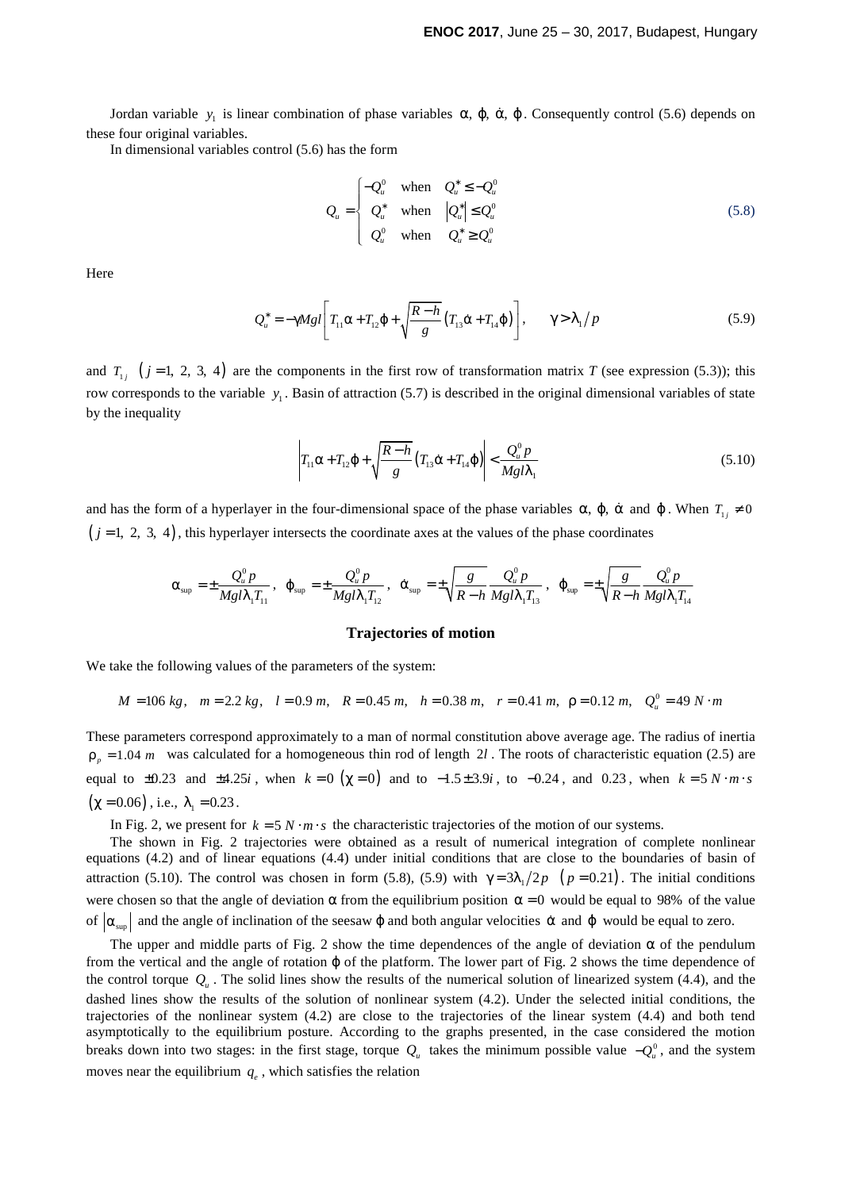Jordan variable $y_1$ is linear combination of phase variables $\alpha,\ \varphi,\ \dot{\alpha},\ \dot{\varphi}$. Consequently control (5.6) depends on these four original variables.

In dimensional variables control (5.6) has the form

$$Q_u = \begin{cases} -Q_u^0 & \text{when} \quad Q_u^* \le -Q_u^0 \\ Q_u^* & \text{when} \quad \left|Q_u^*\right| \le Q_u^0 \\ Q_u^0 & \text{when} \quad Q_u^* \ge Q_u^0 \end{cases} \tag{5.8}$$

Here

$$Q_u^* = -\gamma M g l \left[ T_{11}\alpha + T_{12}\varphi + \sqrt{\frac{R-h}{g}}\left(T_{13}\dot{\alpha} + T_{14}\dot{\varphi}\right) \right], \qquad \gamma > \lambda_1 / p \tag{5.9}$$

and $T_{1j}$ $\left(j = 1,\ 2,\ 3,\ 4\right)$ are the components in the first row of transformation matrix $T$ (see expression (5.3)); this row corresponds to the variable $y_1$. Basin of attraction (5.7) is described in the original dimensional variables of state by the inequality

$$\left| T_{11}\alpha + T_{12}\varphi + \sqrt{\frac{R-h}{g}}\left(T_{13}\dot{\alpha} + T_{14}\dot{\varphi}\right) \right| < \frac{Q_u^0 p}{M g l \lambda_1} \tag{5.10}$$

and has the form of a hyperlayer in the four-dimensional space of the phase variables $\alpha,\ \varphi,\ \dot{\alpha}$ and $\dot{\varphi}$. When $T_{1j} \ne 0$ $\left(j = 1,\ 2,\ 3,\ 4\right)$, this hyperlayer intersects the coordinate axes at the values of the phase coordinates

$$\alpha_{\sup} = \pm \frac{Q_u^0 p}{M g l \lambda_1 T_{11}}, \quad \varphi_{\sup} = \pm \frac{Q_u^0 p}{M g l \lambda_1 T_{12}}, \quad \dot{\alpha}_{\sup} = \pm \sqrt{\frac{g}{R-h}} \frac{Q_u^0 p}{M g l \lambda_1 T_{13}}, \quad \dot{\varphi}_{\sup} = \pm \sqrt{\frac{g}{R-h}} \frac{Q_u^0 p}{M g l \lambda_1 T_{14}}$$

## Trajectories of motion

We take the following values of the parameters of the system:

$$M = 106\ kg, \quad m = 2.2\ kg, \quad l = 0.9\ m, \quad R = 0.45\ m, \quad h = 0.38\ m, \quad r = 0.41\ m, \quad \rho = 0.12\ m, \quad Q_u^0 = 49\ N \cdot m$$

These parameters correspond approximately to a man of normal constitution above average age. The radius of inertia $\rho_p = 1.04\ m$ was calculated for a homogeneous thin rod of length $2l$. The roots of characteristic equation (2.5) are equal to $\pm 0.23$ and $\pm 4.25i$, when $k = 0$ $\left(\chi = 0\right)$ and to $-1.5 \pm 3.9i$, to $-0.24$, and $0.23$, when $k = 5\ N \cdot m \cdot s$ $\left(\chi = 0.06\right)$, i.e., $\lambda_1 = 0.23$.

In Fig. 2, we present for $k = 5\ N \cdot m \cdot s$ the characteristic trajectories of the motion of our systems.

The shown in Fig. 2 trajectories were obtained as a result of numerical integration of complete nonlinear equations (4.2) and of linear equations (4.4) under initial conditions that are close to the boundaries of basin of attraction (5.10). The control was chosen in form (5.8), (5.9) with $\gamma = 3\lambda_1 / 2p$ $\left(p = 0.21\right)$. The initial conditions were chosen so that the angle of deviation $\alpha$ from the equilibrium position $\alpha = 0$ would be equal to $98\%$ of the value of $\left|\alpha_{\sup}\right|$ and the angle of inclination of the seesaw $\varphi$ and both angular velocities $\dot{\alpha}$ and $\dot{\varphi}$ would be equal to zero.

The upper and middle parts of Fig. 2 show the time dependences of the angle of deviation $\alpha$ of the pendulum from the vertical and the angle of rotation $\varphi$ of the platform. The lower part of Fig. 2 shows the time dependence of the control torque $Q_u$. The solid lines show the results of the numerical solution of linearized system (4.4), and the dashed lines show the results of the solution of nonlinear system (4.2). Under the selected initial conditions, the trajectories of the nonlinear system (4.2) are close to the trajectories of the linear system (4.4) and both tend asymptotically to the equilibrium posture. According to the graphs presented, in the case considered the motion breaks down into two stages: in the first stage, torque $Q_u$ takes the minimum possible value $-Q_u^0$, and the system moves near the equilibrium $q_e$, which satisfies the relation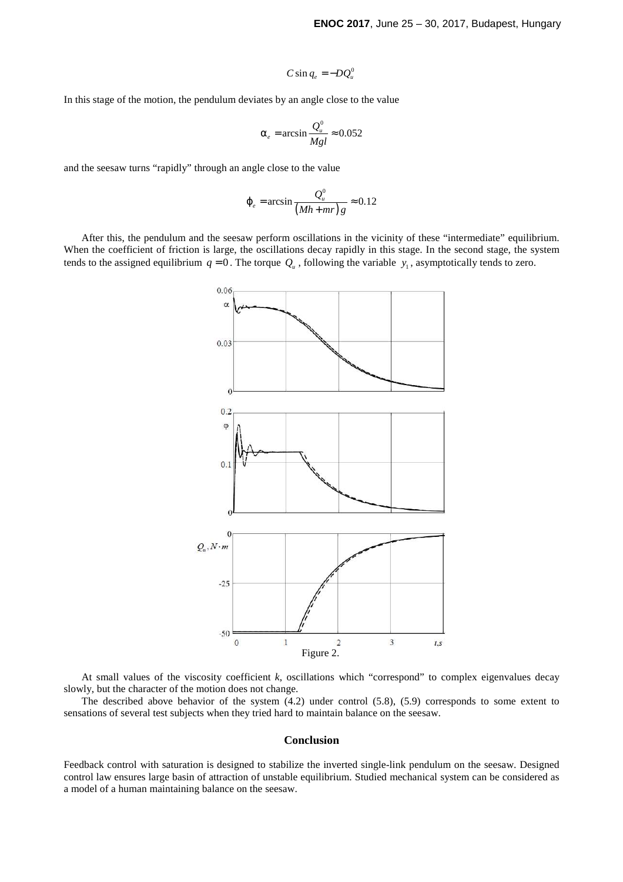$$C \sin q_e = -DQ_u^0$$

In this stage of the motion, the pendulum deviates by an angle close to the value

$$\alpha_e = \arcsin \frac{Q_u^0}{Mgl} \approx 0.052$$

and the seesaw turns "rapidly" through an angle close to the value

$$\varphi_e = \arcsin \frac{Q_u^0}{(Mh + mr)g} \approx 0.12$$

After this, the pendulum and the seesaw perform oscillations in the vicinity of these "intermediate" equilibrium. When the coefficient of friction is large, the oscillations decay rapidly in this stage. In the second stage, the system tends to the assigned equilibrium $q = 0$. The torque $Q_u$, following the variable $y_1$, asymptotically tends to zero.

Figure 2.

At small values of the viscosity coefficient *k*, oscillations which "correspond" to complex eigenvalues decay slowly, but the character of the motion does not change.

The described above behavior of the system (4.2) under control (5.8), (5.9) corresponds to some extent to sensations of several test subjects when they tried hard to maintain balance on the seesaw.

## Conclusion

Feedback control with saturation is designed to stabilize the inverted single-link pendulum on the seesaw. Designed control law ensures large basin of attraction of unstable equilibrium. Studied mechanical system can be considered as a model of a human maintaining balance on the seesaw.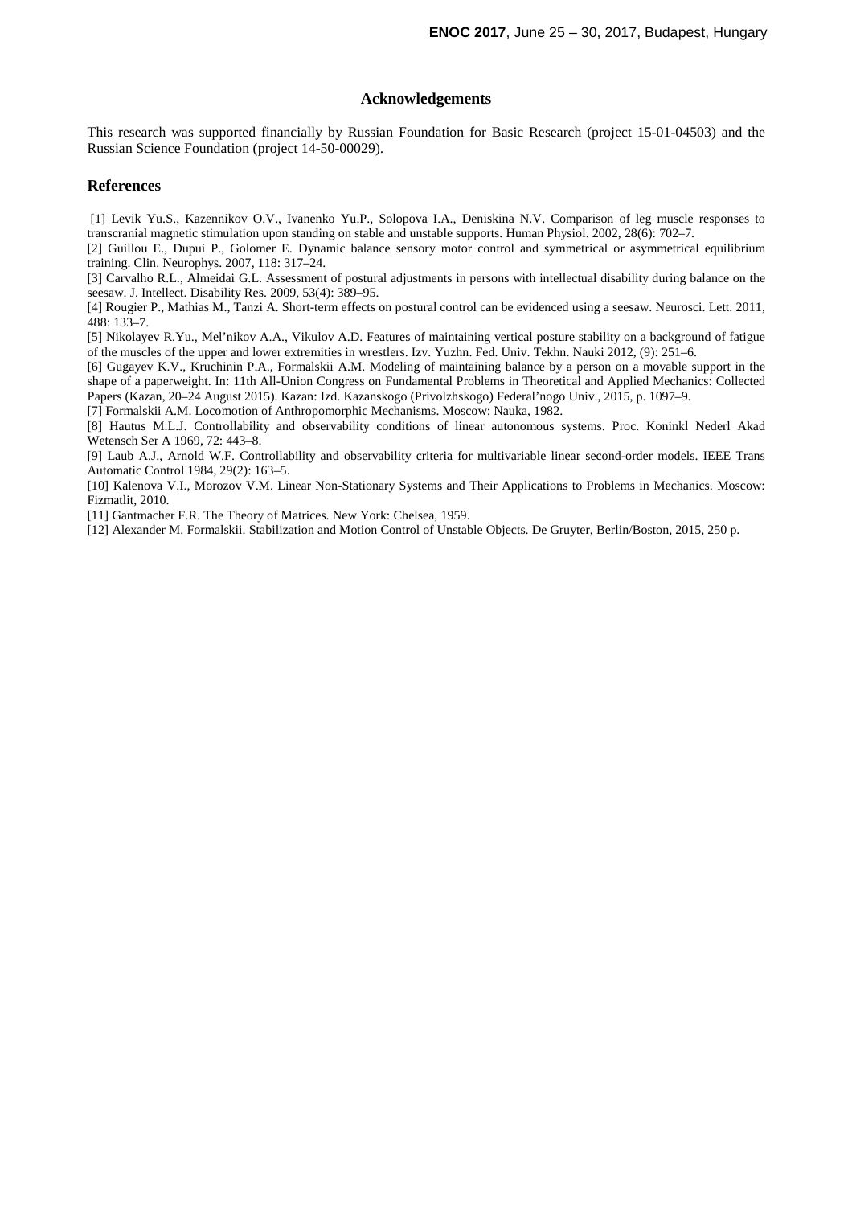### Acknowledgements

This research was supported financially by Russian Foundation for Basic Research (project 15-01-04503) and the Russian Science Foundation (project 14-50-00029).

## References

[1] Levik Yu.S., Kazennikov O.V., Ivanenko Yu.P., Solopova I.A., Deniskina N.V. Comparison of leg muscle responses to transcranial magnetic stimulation upon standing on stable and unstable supports. Human Physiol. 2002, 28(6): 702–7.

[2] Guillou E., Dupui P., Golomer E. Dynamic balance sensory motor control and symmetrical or asymmetrical equilibrium training. Clin. Neurophys. 2007, 118: 317–24.

[3] Carvalho R.L., Almeidai G.L. Assessment of postural adjustments in persons with intellectual disability during balance on the seesaw. J. Intellect. Disability Res. 2009, 53(4): 389–95.

[4] Rougier P., Mathias M., Tanzi A. Short-term effects on postural control can be evidenced using a seesaw. Neurosci. Lett. 2011, 488: 133–7.

[5] Nikolayev R.Yu., Mel'nikov A.A., Vikulov A.D. Features of maintaining vertical posture stability on a background of fatigue of the muscles of the upper and lower extremities in wrestlers. Izv. Yuzhn. Fed. Univ. Tekhn. Nauki 2012, (9): 251–6.

[6] Gugayev K.V., Kruchinin P.A., Formalskii A.M. Modeling of maintaining balance by a person on a movable support in the shape of a paperweight. In: 11th All-Union Congress on Fundamental Problems in Theoretical and Applied Mechanics: Collected Papers (Kazan, 20–24 August 2015). Kazan: Izd. Kazanskogo (Privolzhskogo) Federal'nogo Univ., 2015, p. 1097–9.

[7] Formalskii A.M. Locomotion of Anthropomorphic Mechanisms. Moscow: Nauka, 1982.

[8] Hautus M.L.J. Controllability and observability conditions of linear autonomous systems. Proc. Koninkl Nederl Akad Wetensch Ser A 1969, 72: 443–8.

[9] Laub A.J., Arnold W.F. Controllability and observability criteria for multivariable linear second-order models. IEEE Trans Automatic Control 1984, 29(2): 163–5.

[10] Kalenova V.I., Morozov V.M. Linear Non-Stationary Systems and Their Applications to Problems in Mechanics. Moscow: Fizmatlit, 2010.

[11] Gantmacher F.R. The Theory of Matrices. New York: Chelsea, 1959.

[12] Alexander M. Formalskii. Stabilization and Motion Control of Unstable Objects. De Gruyter, Berlin/Boston, 2015, 250 p.